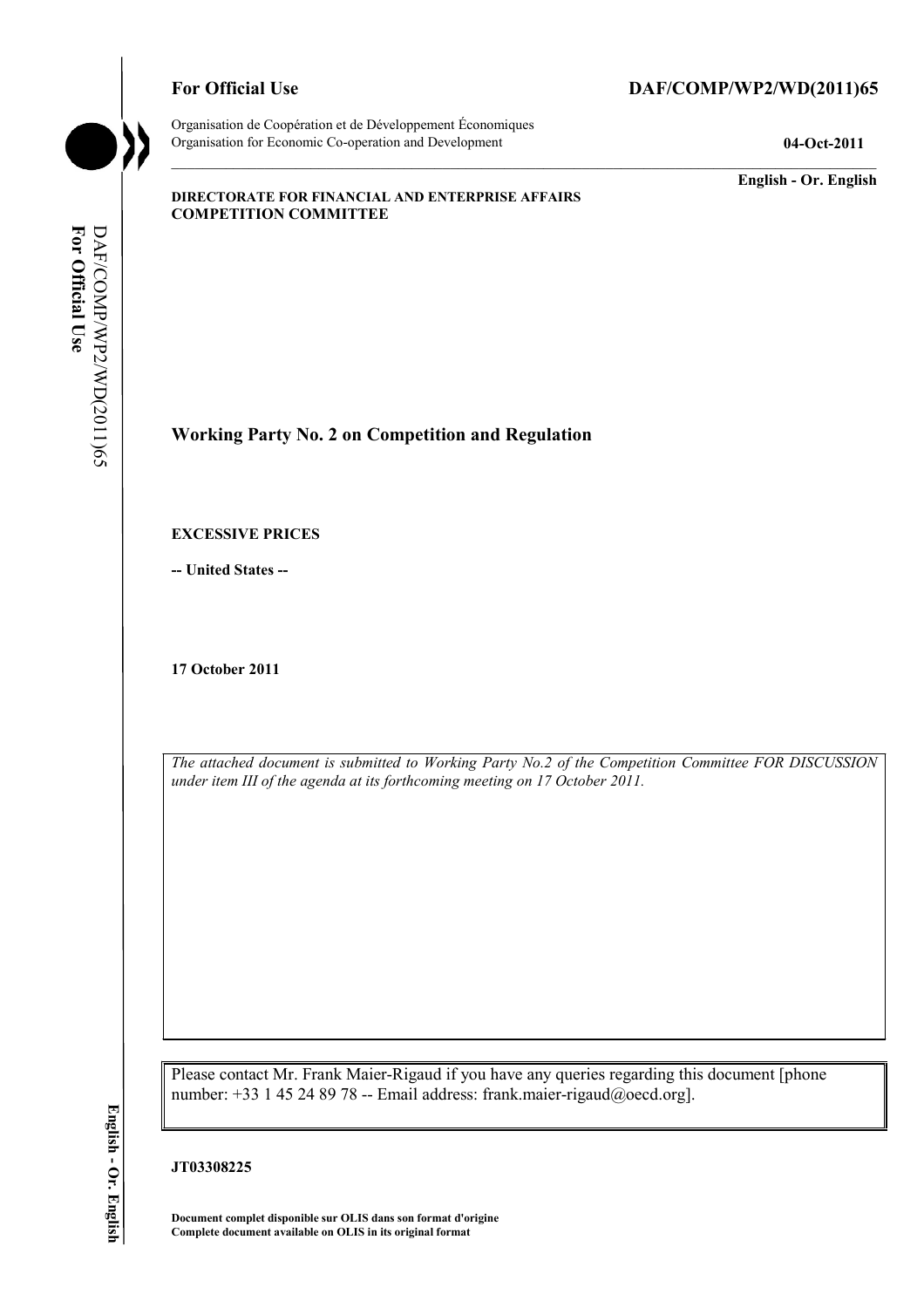**For Official Use** **DAF/COMP/WP2/WD(2011)65**

Organisation de Coopération et de Développement Économiques
Organisation for Economic Co-operation and Development **04-Oct-2011**

**English - Or. English**

**DIRECTORATE FOR FINANCIAL AND ENTERPRISE AFFAIRS**
**COMPETITION COMMITTEE**

# Working Party No. 2 on Competition and Regulation

**EXCESSIVE PRICES**

**-- United States --**

**17 October 2011**

*The attached document is submitted to Working Party No.2 of the Competition Committee FOR DISCUSSION under item III of the agenda at its forthcoming meeting on 17 October 2011.*

Please contact Mr. Frank Maier-Rigaud if you have any queries regarding this document [phone number: +33 1 45 24 89 78 -- Email address: frank.maier-rigaud@oecd.org].

**JT03308225**

**Document complet disponible sur OLIS dans son format d'origine**
**Complete document available on OLIS in its original format**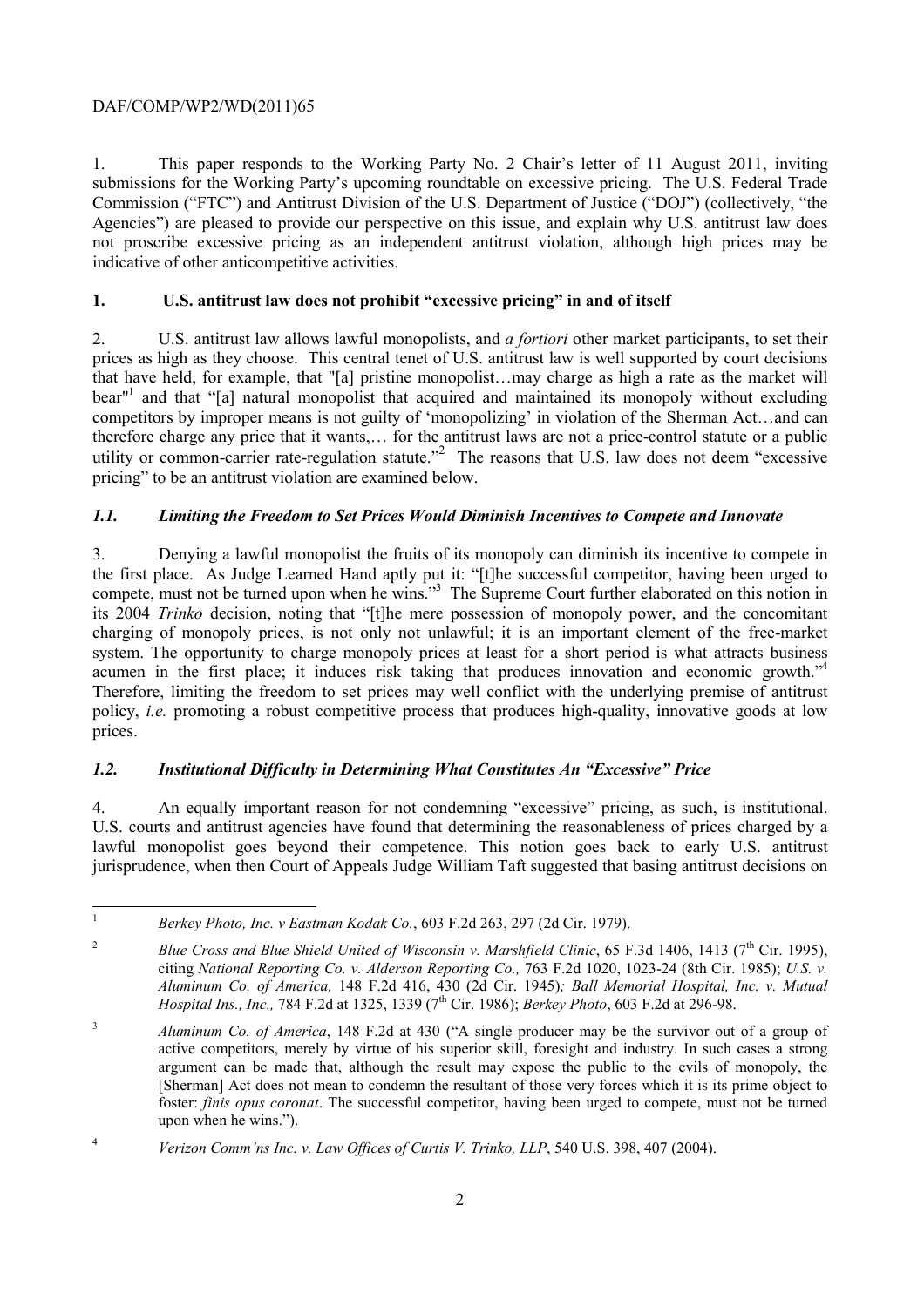1. This paper responds to the Working Party No. 2 Chair's letter of 11 August 2011, inviting submissions for the Working Party's upcoming roundtable on excessive pricing. The U.S. Federal Trade Commission ("FTC") and Antitrust Division of the U.S. Department of Justice ("DOJ") (collectively, "the Agencies") are pleased to provide our perspective on this issue, and explain why U.S. antitrust law does not proscribe excessive pricing as an independent antitrust violation, although high prices may be indicative of other anticompetitive activities.

## 1. U.S. antitrust law does not prohibit "excessive pricing" in and of itself

2. U.S. antitrust law allows lawful monopolists, and *a fortiori* other market participants, to set their prices as high as they choose. This central tenet of U.S. antitrust law is well supported by court decisions that have held, for example, that "[a] pristine monopolist…may charge as high a rate as the market will bear"[1] and that "[a] natural monopolist that acquired and maintained its monopoly without excluding competitors by improper means is not guilty of 'monopolizing' in violation of the Sherman Act…and can therefore charge any price that it wants,… for the antitrust laws are not a price-control statute or a public utility or common-carrier rate-regulation statute."[2] The reasons that U.S. law does not deem "excessive pricing" to be an antitrust violation are examined below.

### *1.1. Limiting the Freedom to Set Prices Would Diminish Incentives to Compete and Innovate*

3. Denying a lawful monopolist the fruits of its monopoly can diminish its incentive to compete in the first place. As Judge Learned Hand aptly put it: "[t]he successful competitor, having been urged to compete, must not be turned upon when he wins."[3] The Supreme Court further elaborated on this notion in its 2004 *Trinko* decision, noting that "[t]he mere possession of monopoly power, and the concomitant charging of monopoly prices, is not only not unlawful; it is an important element of the free-market system. The opportunity to charge monopoly prices at least for a short period is what attracts business acumen in the first place; it induces risk taking that produces innovation and economic growth."[4] Therefore, limiting the freedom to set prices may well conflict with the underlying premise of antitrust policy, *i.e.* promoting a robust competitive process that produces high-quality, innovative goods at low prices.

### *1.2. Institutional Difficulty in Determining What Constitutes An "Excessive" Price*

4. An equally important reason for not condemning "excessive" pricing, as such, is institutional. U.S. courts and antitrust agencies have found that determining the reasonableness of prices charged by a lawful monopolist goes beyond their competence. This notion goes back to early U.S. antitrust jurisprudence, when then Court of Appeals Judge William Taft suggested that basing antitrust decisions on

---

[1] *Berkey Photo, Inc. v Eastman Kodak Co.*, 603 F.2d 263, 297 (2d Cir. 1979).

[2] *Blue Cross and Blue Shield United of Wisconsin v. Marshfield Clinic*, 65 F.3d 1406, 1413 (7th Cir. 1995), citing *National Reporting Co. v. Alderson Reporting Co.,* 763 F.2d 1020, 1023-24 (8th Cir. 1985); *U.S. v. Aluminum Co. of America,* 148 F.2d 416, 430 (2d Cir. 1945)*; Ball Memorial Hospital, Inc. v. Mutual Hospital Ins., Inc.,* 784 F.2d at 1325, 1339 (7th Cir. 1986); *Berkey Photo*, 603 F.2d at 296-98.

[3] *Aluminum Co. of America*, 148 F.2d at 430 ("A single producer may be the survivor out of a group of active competitors, merely by virtue of his superior skill, foresight and industry. In such cases a strong argument can be made that, although the result may expose the public to the evils of monopoly, the [Sherman] Act does not mean to condemn the resultant of those very forces which it is its prime object to foster: *finis opus coronat*. The successful competitor, having been urged to compete, must not be turned upon when he wins.").

[4] *Verizon Comm'ns Inc. v. Law Offices of Curtis V. Trinko, LLP*, 540 U.S. 398, 407 (2004).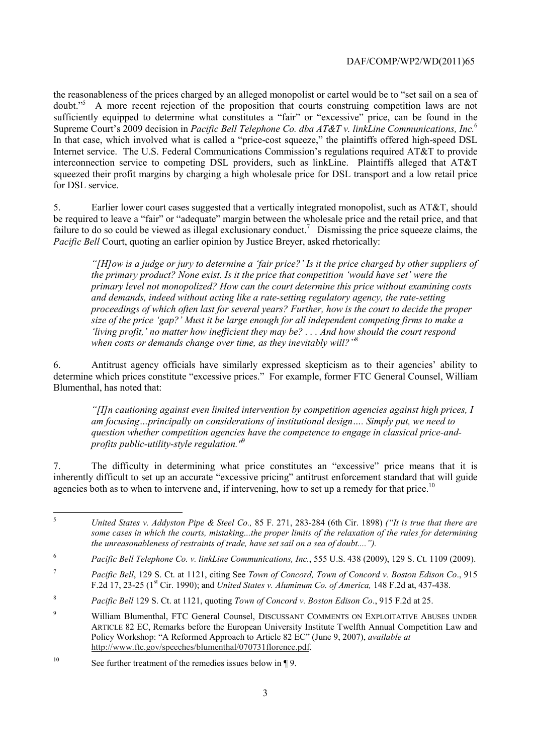the reasonableness of the prices charged by an alleged monopolist or cartel would be to "set sail on a sea of doubt."[5] A more recent rejection of the proposition that courts construing competition laws are not sufficiently equipped to determine what constitutes a "fair" or "excessive" price, can be found in the Supreme Court's 2009 decision in *Pacific Bell Telephone Co. dba AT&T v. linkLine Communications, Inc.*[6] In that case, which involved what is called a "price-cost squeeze," the plaintiffs offered high-speed DSL Internet service. The U.S. Federal Communications Commission's regulations required AT&T to provide interconnection service to competing DSL providers, such as linkLine. Plaintiffs alleged that AT&T squeezed their profit margins by charging a high wholesale price for DSL transport and a low retail price for DSL service.

5. Earlier lower court cases suggested that a vertically integrated monopolist, such as AT&T, should be required to leave a "fair" or "adequate" margin between the wholesale price and the retail price, and that failure to do so could be viewed as illegal exclusionary conduct.[7] Dismissing the price squeeze claims, the *Pacific Bell* Court, quoting an earlier opinion by Justice Breyer, asked rhetorically:

> *"[H]ow is a judge or jury to determine a 'fair price?' Is it the price charged by other suppliers of the primary product? None exist. Is it the price that competition 'would have set' were the primary level not monopolized? How can the court determine this price without examining costs and demands, indeed without acting like a rate-setting regulatory agency, the rate-setting proceedings of which often last for several years? Further, how is the court to decide the proper size of the price 'gap?' Must it be large enough for all independent competing firms to make a 'living profit,' no matter how inefficient they may be? . . . And how should the court respond when costs or demands change over time, as they inevitably will?"*[8]

6. Antitrust agency officials have similarly expressed skepticism as to their agencies' ability to determine which prices constitute "excessive prices." For example, former FTC General Counsel, William Blumenthal, has noted that:

> *"[I]n cautioning against even limited intervention by competition agencies against high prices, I am focusing…principally on considerations of institutional design…. Simply put, we need to question whether competition agencies have the competence to engage in classical price-and-profits public-utility-style regulation."*[9]

7. The difficulty in determining what price constitutes an "excessive" price means that it is inherently difficult to set up an accurate "excessive pricing" antitrust enforcement standard that will guide agencies both as to when to intervene and, if intervening, how to set up a remedy for that price.[10]

---

[5] *United States v. Addyston Pipe & Steel Co.,* 85 F. 271, 283-284 (6th Cir. 1898) *("It is true that there are some cases in which the courts, mistaking...the proper limits of the relaxation of the rules for determining the unreasonableness of restraints of trade, have set sail on a sea of doubt....").*

[6] *Pacific Bell Telephone Co. v. linkLine Communications, Inc.*, 555 U.S. 438 (2009), 129 S. Ct. 1109 (2009).

[7] *Pacific Bell*, 129 S. Ct. at 1121, citing See *Town of Concord, Town of Concord v. Boston Edison Co*., 915 F.2d 17, 23-25 (1st Cir. 1990); and *United States v. Aluminum Co. of America,* 148 F.2d at, 437-438.

[8] *Pacific Bell* 129 S. Ct. at 1121, quoting *Town of Concord v. Boston Edison Co*., 915 F.2d at 25.

[9] William Blumenthal, FTC General Counsel, DISCUSSANT COMMENTS ON EXPLOITATIVE ABUSES UNDER ARTICLE 82 EC, Remarks before the European University Institute Twelfth Annual Competition Law and Policy Workshop: "A Reformed Approach to Article 82 EC" (June 9, 2007), *available at* http://www.ftc.gov/speeches/blumenthal/070731florence.pdf.

[10] See further treatment of the remedies issues below in ¶ 9.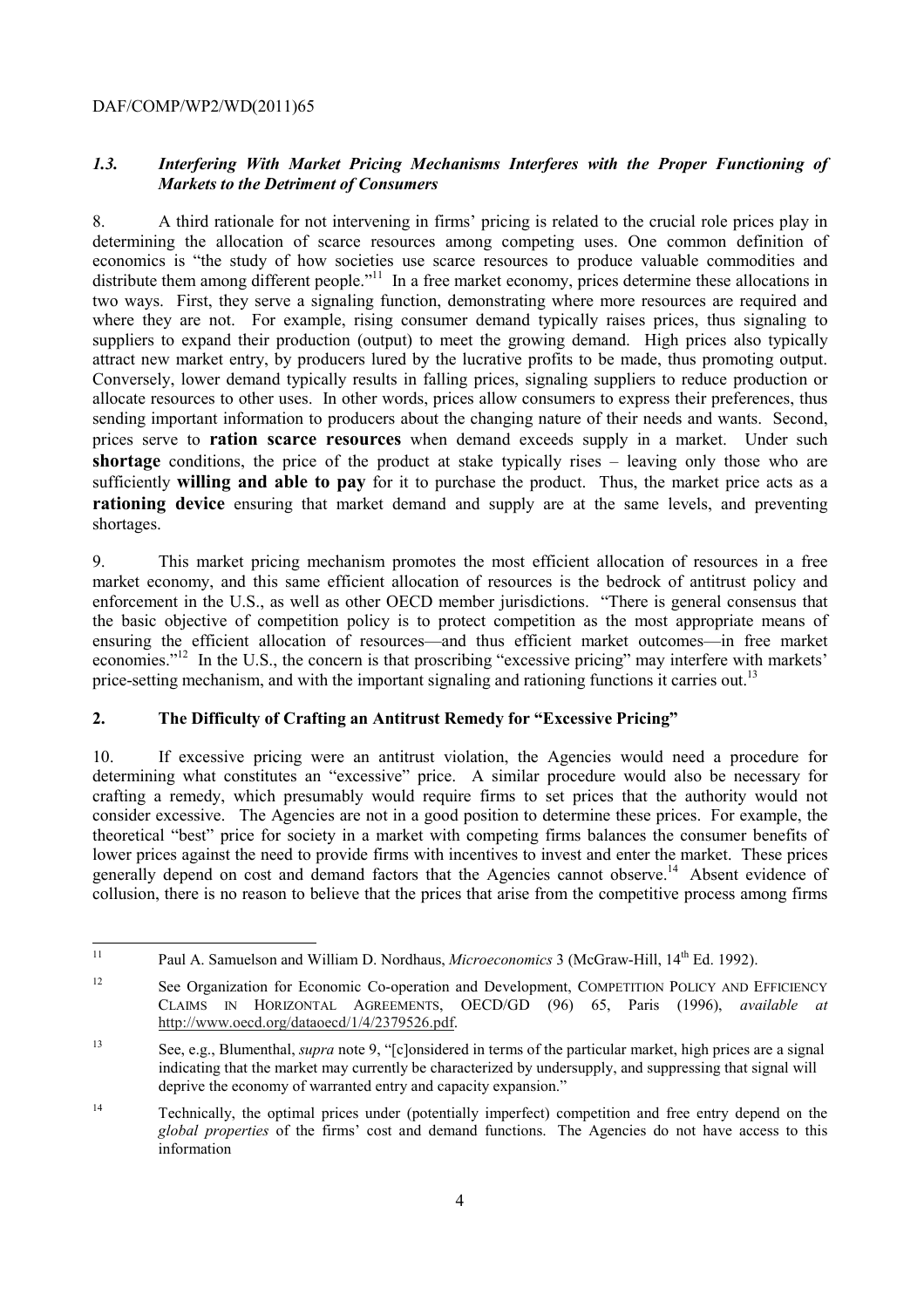### *1.3. Interfering With Market Pricing Mechanisms Interferes with the Proper Functioning of Markets to the Detriment of Consumers*

8. A third rationale for not intervening in firms' pricing is related to the crucial role prices play in determining the allocation of scarce resources among competing uses. One common definition of economics is "the study of how societies use scarce resources to produce valuable commodities and distribute them among different people."[11] In a free market economy, prices determine these allocations in two ways. First, they serve a signaling function, demonstrating where more resources are required and where they are not. For example, rising consumer demand typically raises prices, thus signaling to suppliers to expand their production (output) to meet the growing demand. High prices also typically attract new market entry, by producers lured by the lucrative profits to be made, thus promoting output. Conversely, lower demand typically results in falling prices, signaling suppliers to reduce production or allocate resources to other uses. In other words, prices allow consumers to express their preferences, thus sending important information to producers about the changing nature of their needs and wants. Second, prices serve to **ration scarce resources** when demand exceeds supply in a market. Under such **shortage** conditions, the price of the product at stake typically rises – leaving only those who are sufficiently **willing and able to pay** for it to purchase the product. Thus, the market price acts as a **rationing device** ensuring that market demand and supply are at the same levels, and preventing shortages.

9. This market pricing mechanism promotes the most efficient allocation of resources in a free market economy, and this same efficient allocation of resources is the bedrock of antitrust policy and enforcement in the U.S., as well as other OECD member jurisdictions. "There is general consensus that the basic objective of competition policy is to protect competition as the most appropriate means of ensuring the efficient allocation of resources—and thus efficient market outcomes—in free market economies."[12] In the U.S., the concern is that proscribing "excessive pricing" may interfere with markets' price-setting mechanism, and with the important signaling and rationing functions it carries out.[13]

## 2. The Difficulty of Crafting an Antitrust Remedy for "Excessive Pricing"

10. If excessive pricing were an antitrust violation, the Agencies would need a procedure for determining what constitutes an "excessive" price. A similar procedure would also be necessary for crafting a remedy, which presumably would require firms to set prices that the authority would not consider excessive. The Agencies are not in a good position to determine these prices. For example, the theoretical "best" price for society in a market with competing firms balances the consumer benefits of lower prices against the need to provide firms with incentives to invest and enter the market. These prices generally depend on cost and demand factors that the Agencies cannot observe.[14] Absent evidence of collusion, there is no reason to believe that the prices that arise from the competitive process among firms

---

[11] Paul A. Samuelson and William D. Nordhaus, *Microeconomics* 3 (McGraw-Hill, 14th Ed. 1992).

[12] See Organization for Economic Co-operation and Development, COMPETITION POLICY AND EFFICIENCY CLAIMS IN HORIZONTAL AGREEMENTS, OECD/GD (96) 65, Paris (1996), *available at* http://www.oecd.org/dataoecd/1/4/2379526.pdf.

[13] See, e.g., Blumenthal, *supra* note 9, "[c]onsidered in terms of the particular market, high prices are a signal indicating that the market may currently be characterized by undersupply, and suppressing that signal will deprive the economy of warranted entry and capacity expansion."

[14] Technically, the optimal prices under (potentially imperfect) competition and free entry depend on the *global properties* of the firms' cost and demand functions. The Agencies do not have access to this information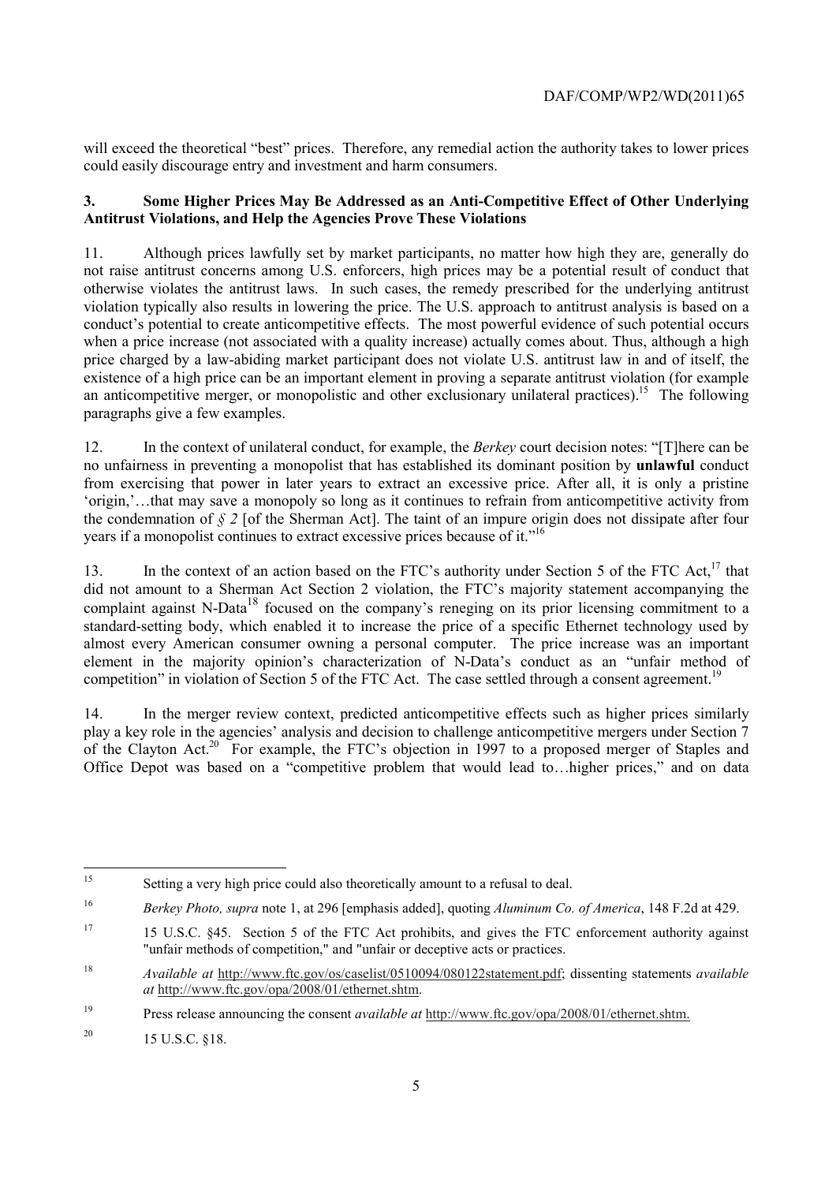will exceed the theoretical "best" prices. Therefore, any remedial action the authority takes to lower prices could easily discourage entry and investment and harm consumers.

### 3. Some Higher Prices May Be Addressed as an Anti-Competitive Effect of Other Underlying Antitrust Violations, and Help the Agencies Prove These Violations

11. Although prices lawfully set by market participants, no matter how high they are, generally do not raise antitrust concerns among U.S. enforcers, high prices may be a potential result of conduct that otherwise violates the antitrust laws. In such cases, the remedy prescribed for the underlying antitrust violation typically also results in lowering the price. The U.S. approach to antitrust analysis is based on a conduct's potential to create anticompetitive effects. The most powerful evidence of such potential occurs when a price increase (not associated with a quality increase) actually comes about. Thus, although a high price charged by a law-abiding market participant does not violate U.S. antitrust law in and of itself, the existence of a high price can be an important element in proving a separate antitrust violation (for example an anticompetitive merger, or monopolistic and other exclusionary unilateral practices).[15] The following paragraphs give a few examples.

12. In the context of unilateral conduct, for example, the *Berkey* court decision notes: "[T]here can be no unfairness in preventing a monopolist that has established its dominant position by **unlawful** conduct from exercising that power in later years to extract an excessive price. After all, it is only a pristine 'origin,'…that may save a monopoly so long as it continues to refrain from anticompetitive activity from the condemnation of *§ 2* [of the Sherman Act]. The taint of an impure origin does not dissipate after four years if a monopolist continues to extract excessive prices because of it."[16]

13. In the context of an action based on the FTC's authority under Section 5 of the FTC Act,[17] that did not amount to a Sherman Act Section 2 violation, the FTC's majority statement accompanying the complaint against N-Data[18] focused on the company's reneging on its prior licensing commitment to a standard-setting body, which enabled it to increase the price of a specific Ethernet technology used by almost every American consumer owning a personal computer. The price increase was an important element in the majority opinion's characterization of N-Data's conduct as an "unfair method of competition" in violation of Section 5 of the FTC Act. The case settled through a consent agreement.[19]

14. In the merger review context, predicted anticompetitive effects such as higher prices similarly play a key role in the agencies' analysis and decision to challenge anticompetitive mergers under Section 7 of the Clayton Act.[20] For example, the FTC's objection in 1997 to a proposed merger of Staples and Office Depot was based on a "competitive problem that would lead to…higher prices," and on data

---

[15] Setting a very high price could also theoretically amount to a refusal to deal.

[16] *Berkey Photo, supra* note 1, at 296 [emphasis added], quoting *Aluminum Co. of America*, 148 F.2d at 429.

[17] 15 U.S.C. §45. Section 5 of the FTC Act prohibits, and gives the FTC enforcement authority against "unfair methods of competition," and "unfair or deceptive acts or practices.

[18] *Available at* http://www.ftc.gov/os/caselist/0510094/080122statement.pdf; dissenting statements *available at* http://www.ftc.gov/opa/2008/01/ethernet.shtm.

[19] Press release announcing the consent *available at* http://www.ftc.gov/opa/2008/01/ethernet.shtm.

[20] 15 U.S.C. §18.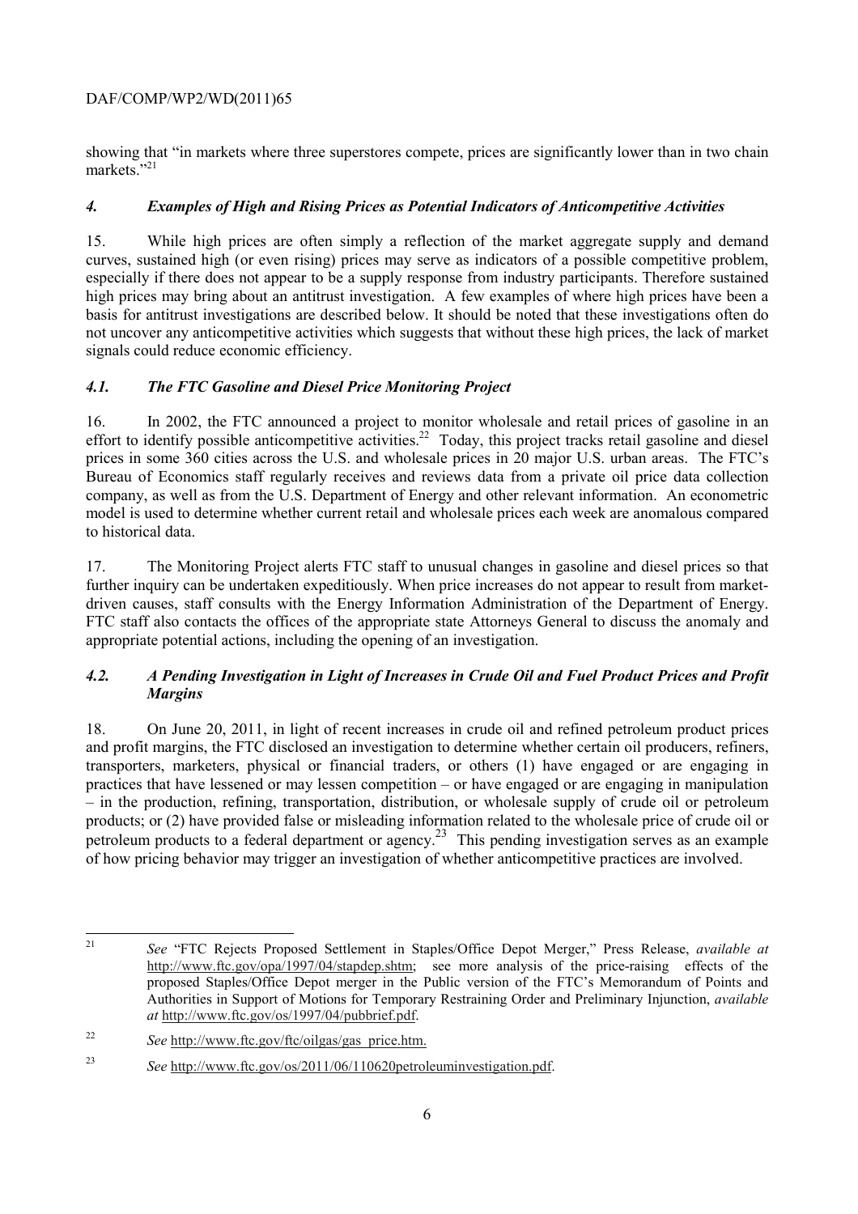showing that "in markets where three superstores compete, prices are significantly lower than in two chain markets."[21]

### *4. Examples of High and Rising Prices as Potential Indicators of Anticompetitive Activities*

15. While high prices are often simply a reflection of the market aggregate supply and demand curves, sustained high (or even rising) prices may serve as indicators of a possible competitive problem, especially if there does not appear to be a supply response from industry participants. Therefore sustained high prices may bring about an antitrust investigation. A few examples of where high prices have been a basis for antitrust investigations are described below. It should be noted that these investigations often do not uncover any anticompetitive activities which suggests that without these high prices, the lack of market signals could reduce economic efficiency.

### *4.1. The FTC Gasoline and Diesel Price Monitoring Project*

16. In 2002, the FTC announced a project to monitor wholesale and retail prices of gasoline in an effort to identify possible anticompetitive activities.[22] Today, this project tracks retail gasoline and diesel prices in some 360 cities across the U.S. and wholesale prices in 20 major U.S. urban areas. The FTC's Bureau of Economics staff regularly receives and reviews data from a private oil price data collection company, as well as from the U.S. Department of Energy and other relevant information. An econometric model is used to determine whether current retail and wholesale prices each week are anomalous compared to historical data.

17. The Monitoring Project alerts FTC staff to unusual changes in gasoline and diesel prices so that further inquiry can be undertaken expeditiously. When price increases do not appear to result from market-driven causes, staff consults with the Energy Information Administration of the Department of Energy. FTC staff also contacts the offices of the appropriate state Attorneys General to discuss the anomaly and appropriate potential actions, including the opening of an investigation.

### *4.2. A Pending Investigation in Light of Increases in Crude Oil and Fuel Product Prices and Profit Margins*

18. On June 20, 2011, in light of recent increases in crude oil and refined petroleum product prices and profit margins, the FTC disclosed an investigation to determine whether certain oil producers, refiners, transporters, marketers, physical or financial traders, or others (1) have engaged or are engaging in practices that have lessened or may lessen competition – or have engaged or are engaging in manipulation – in the production, refining, transportation, distribution, or wholesale supply of crude oil or petroleum products; or (2) have provided false or misleading information related to the wholesale price of crude oil or petroleum products to a federal department or agency.[23] This pending investigation serves as an example of how pricing behavior may trigger an investigation of whether anticompetitive practices are involved.

---

[21] *See* "FTC Rejects Proposed Settlement in Staples/Office Depot Merger," Press Release, *available at* http://www.ftc.gov/opa/1997/04/stapdep.shtm; see more analysis of the price-raising effects of the proposed Staples/Office Depot merger in the Public version of the FTC's Memorandum of Points and Authorities in Support of Motions for Temporary Restraining Order and Preliminary Injunction, *available at* http://www.ftc.gov/os/1997/04/pubbrief.pdf.

[22] *See* http://www.ftc.gov/ftc/oilgas/gas_price.htm.

[23] *See* http://www.ftc.gov/os/2011/06/110620petroleuminvestigation.pdf.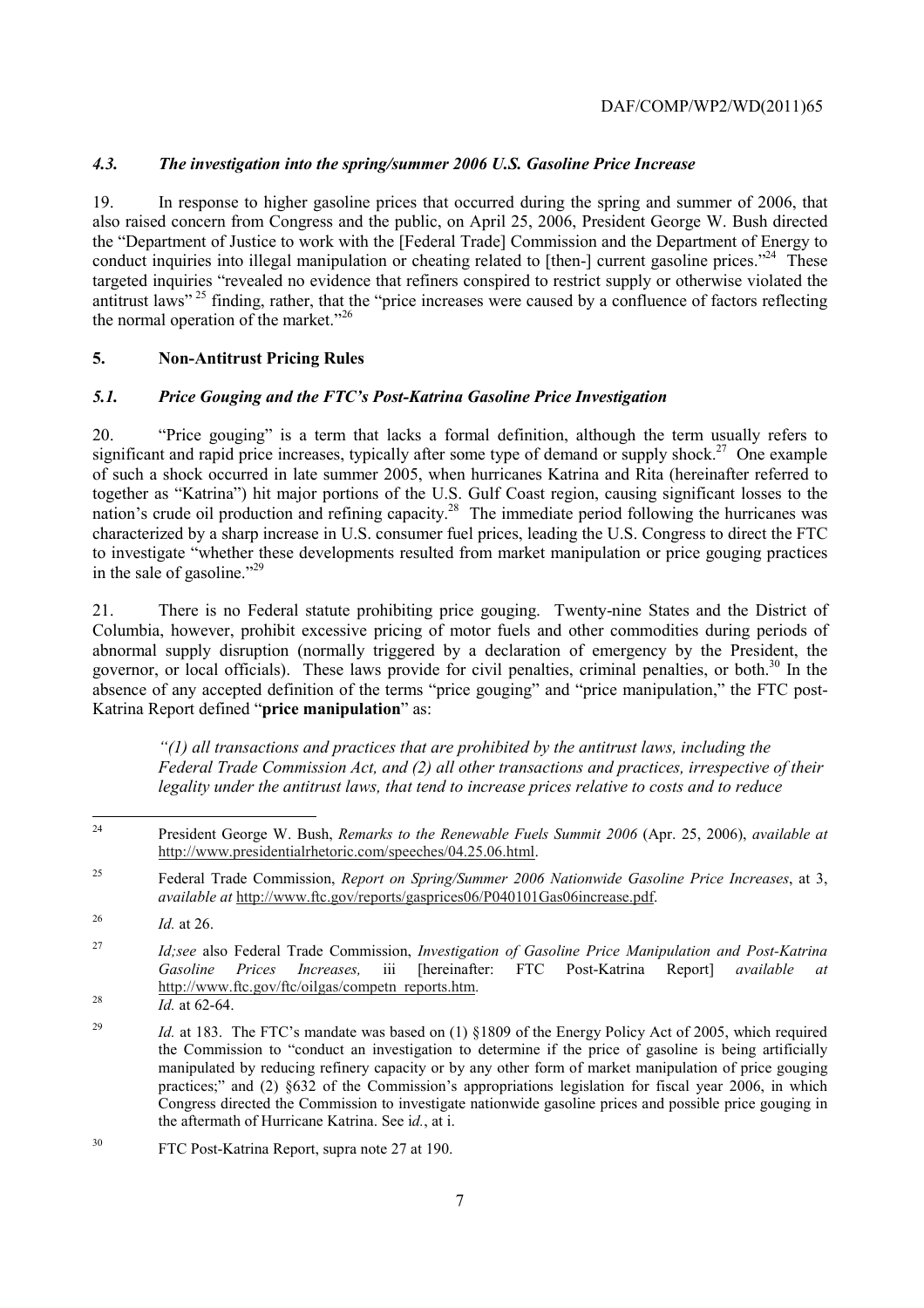### *4.3. The investigation into the spring/summer 2006 U.S. Gasoline Price Increase*

19. In response to higher gasoline prices that occurred during the spring and summer of 2006, that also raised concern from Congress and the public, on April 25, 2006, President George W. Bush directed the "Department of Justice to work with the [Federal Trade] Commission and the Department of Energy to conduct inquiries into illegal manipulation or cheating related to [then-] current gasoline prices."[24] These targeted inquiries "revealed no evidence that refiners conspired to restrict supply or otherwise violated the antitrust laws"[25] finding, rather, that the "price increases were caused by a confluence of factors reflecting the normal operation of the market."[26]

## 5. Non-Antitrust Pricing Rules

### *5.1. Price Gouging and the FTC's Post-Katrina Gasoline Price Investigation*

20. "Price gouging" is a term that lacks a formal definition, although the term usually refers to significant and rapid price increases, typically after some type of demand or supply shock.[27] One example of such a shock occurred in late summer 2005, when hurricanes Katrina and Rita (hereinafter referred to together as "Katrina") hit major portions of the U.S. Gulf Coast region, causing significant losses to the nation's crude oil production and refining capacity.[28] The immediate period following the hurricanes was characterized by a sharp increase in U.S. consumer fuel prices, leading the U.S. Congress to direct the FTC to investigate "whether these developments resulted from market manipulation or price gouging practices in the sale of gasoline."[29]

21. There is no Federal statute prohibiting price gouging. Twenty-nine States and the District of Columbia, however, prohibit excessive pricing of motor fuels and other commodities during periods of abnormal supply disruption (normally triggered by a declaration of emergency by the President, the governor, or local officials). These laws provide for civil penalties, criminal penalties, or both.[30] In the absence of any accepted definition of the terms "price gouging" and "price manipulation," the FTC post-Katrina Report defined "**price manipulation**" as:

> *"(1) all transactions and practices that are prohibited by the antitrust laws, including the Federal Trade Commission Act, and (2) all other transactions and practices, irrespective of their legality under the antitrust laws, that tend to increase prices relative to costs and to reduce*

---

[24] President George W. Bush, *Remarks to the Renewable Fuels Summit 2006* (Apr. 25, 2006), *available at* http://www.presidentialrhetoric.com/speeches/04.25.06.html.

[25] Federal Trade Commission, *Report on Spring/Summer 2006 Nationwide Gasoline Price Increases*, at 3, *available at* http://www.ftc.gov/reports/gasprices06/P040101Gas06increase.pdf.

[26] *Id.* at 26.

[27] *Id;see* also Federal Trade Commission, *Investigation of Gasoline Price Manipulation and Post-Katrina Gasoline Prices Increases,* iii [hereinafter: FTC Post-Katrina Report] *available at* http://www.ftc.gov/ftc/oilgas/competn_reports.htm.

[28] *Id.* at 62-64.

[29] *Id.* at 183. The FTC's mandate was based on (1) §1809 of the Energy Policy Act of 2005, which required the Commission to "conduct an investigation to determine if the price of gasoline is being artificially manipulated by reducing refinery capacity or by any other form of market manipulation of price gouging practices;" and (2) §632 of the Commission's appropriations legislation for fiscal year 2006, in which Congress directed the Commission to investigate nationwide gasoline prices and possible price gouging in the aftermath of Hurricane Katrina. See i*d.*, at i.

[30] FTC Post-Katrina Report, supra note 27 at 190.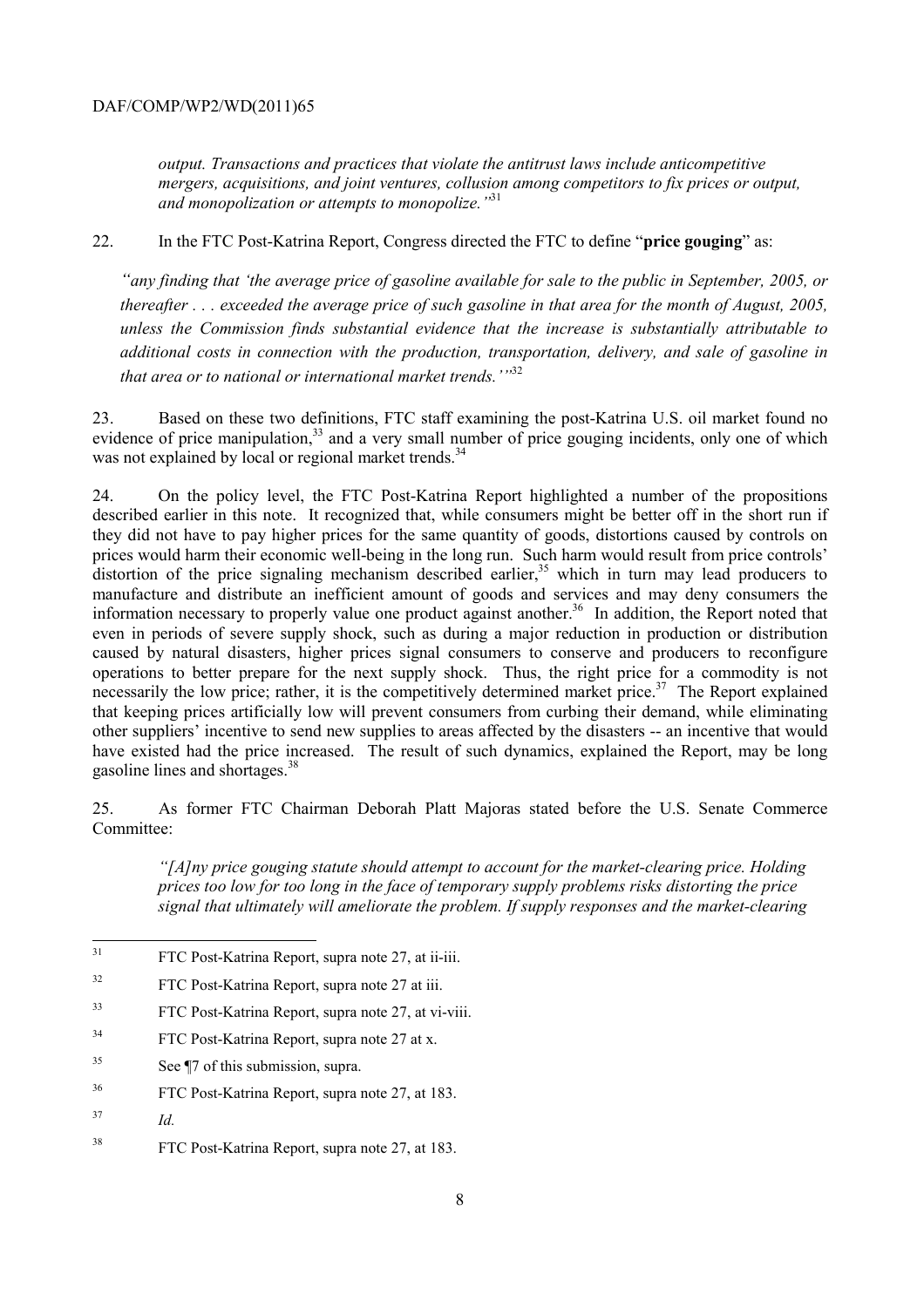*output. Transactions and practices that violate the antitrust laws include anticompetitive mergers, acquisitions, and joint ventures, collusion among competitors to fix prices or output, and monopolization or attempts to monopolize."*[31]

22. In the FTC Post-Katrina Report, Congress directed the FTC to define "**price gouging**" as:

> *"any finding that 'the average price of gasoline available for sale to the public in September, 2005, or thereafter . . . exceeded the average price of such gasoline in that area for the month of August, 2005, unless the Commission finds substantial evidence that the increase is substantially attributable to additional costs in connection with the production, transportation, delivery, and sale of gasoline in that area or to national or international market trends.'"*[32]

23. Based on these two definitions, FTC staff examining the post-Katrina U.S. oil market found no evidence of price manipulation,[33] and a very small number of price gouging incidents, only one of which was not explained by local or regional market trends.[34]

24. On the policy level, the FTC Post-Katrina Report highlighted a number of the propositions described earlier in this note. It recognized that, while consumers might be better off in the short run if they did not have to pay higher prices for the same quantity of goods, distortions caused by controls on prices would harm their economic well-being in the long run. Such harm would result from price controls' distortion of the price signaling mechanism described earlier,[35] which in turn may lead producers to manufacture and distribute an inefficient amount of goods and services and may deny consumers the information necessary to properly value one product against another.[36] In addition, the Report noted that even in periods of severe supply shock, such as during a major reduction in production or distribution caused by natural disasters, higher prices signal consumers to conserve and producers to reconfigure operations to better prepare for the next supply shock. Thus, the right price for a commodity is not necessarily the low price; rather, it is the competitively determined market price.[37] The Report explained that keeping prices artificially low will prevent consumers from curbing their demand, while eliminating other suppliers' incentive to send new supplies to areas affected by the disasters -- an incentive that would have existed had the price increased. The result of such dynamics, explained the Report, may be long gasoline lines and shortages.[38]

25. As former FTC Chairman Deborah Platt Majoras stated before the U.S. Senate Commerce Committee:

> *"[A]ny price gouging statute should attempt to account for the market-clearing price. Holding prices too low for too long in the face of temporary supply problems risks distorting the price signal that ultimately will ameliorate the problem. If supply responses and the market-clearing*

---

31. FTC Post-Katrina Report, supra note 27, at ii-iii.
32. FTC Post-Katrina Report, supra note 27 at iii.
33. FTC Post-Katrina Report, supra note 27, at vi-viii.
34. FTC Post-Katrina Report, supra note 27 at x.
35. See ¶7 of this submission, supra.
36. FTC Post-Katrina Report, supra note 27, at 183.
37. *Id.*
38. FTC Post-Katrina Report, supra note 27, at 183.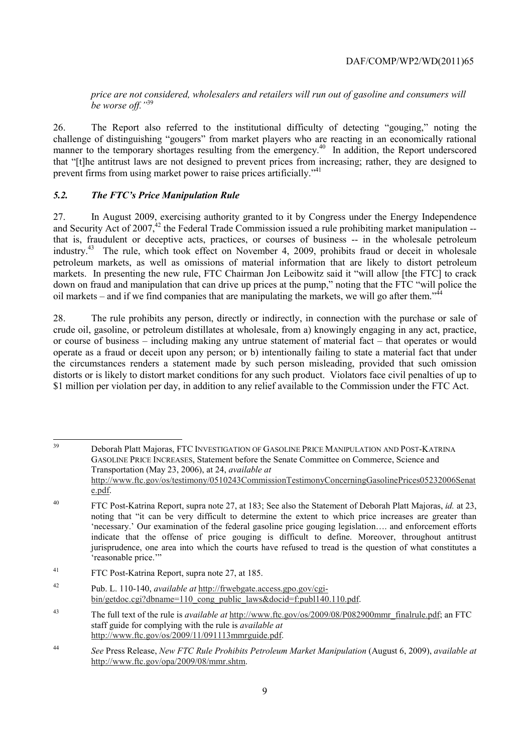*price are not considered, wholesalers and retailers will run out of gasoline and consumers will be worse off."*[39]

26. The Report also referred to the institutional difficulty of detecting "gouging," noting the challenge of distinguishing "gougers" from market players who are reacting in an economically rational manner to the temporary shortages resulting from the emergency.[40] In addition, the Report underscored that "[t]he antitrust laws are not designed to prevent prices from increasing; rather, they are designed to prevent firms from using market power to raise prices artificially."[41]

### *5.2. The FTC's Price Manipulation Rule*

27. In August 2009, exercising authority granted to it by Congress under the Energy Independence and Security Act of 2007,[42] the Federal Trade Commission issued a rule prohibiting market manipulation -- that is, fraudulent or deceptive acts, practices, or courses of business -- in the wholesale petroleum industry.[43] The rule, which took effect on November 4, 2009, prohibits fraud or deceit in wholesale petroleum markets, as well as omissions of material information that are likely to distort petroleum markets. In presenting the new rule, FTC Chairman Jon Leibowitz said it "will allow [the FTC] to crack down on fraud and manipulation that can drive up prices at the pump," noting that the FTC "will police the oil markets – and if we find companies that are manipulating the markets, we will go after them."[44]

28. The rule prohibits any person, directly or indirectly, in connection with the purchase or sale of crude oil, gasoline, or petroleum distillates at wholesale, from a) knowingly engaging in any act, practice, or course of business – including making any untrue statement of material fact – that operates or would operate as a fraud or deceit upon any person; or b) intentionally failing to state a material fact that under the circumstances renders a statement made by such person misleading, provided that such omission distorts or is likely to distort market conditions for any such product. Violators face civil penalties of up to $1 million per violation per day, in addition to any relief available to the Commission under the FTC Act.

---

[39] Deborah Platt Majoras, FTC INVESTIGATION OF GASOLINE PRICE MANIPULATION AND POST-KATRINA GASOLINE PRICE INCREASES, Statement before the Senate Committee on Commerce, Science and Transportation (May 23, 2006), at 24, *available at* http://www.ftc.gov/os/testimony/0510243CommissionTestimonyConcerningGasolinePrices05232006Senate.pdf.

[40] FTC Post-Katrina Report, supra note 27, at 183; See also the Statement of Deborah Platt Majoras, *id.* at 23, noting that "it can be very difficult to determine the extent to which price increases are greater than 'necessary.' Our examination of the federal gasoline price gouging legislation…. and enforcement efforts indicate that the offense of price gouging is difficult to define. Moreover, throughout antitrust jurisprudence, one area into which the courts have refused to tread is the question of what constitutes a 'reasonable price.'"

[41] FTC Post-Katrina Report, supra note 27, at 185.

[42] Pub. L. 110-140, *available at* http://frwebgate.access.gpo.gov/cgi-bin/getdoc.cgi?dbname=110_cong_public_laws&docid=f:publ140.110.pdf.

[43] The full text of the rule is *available at* http://www.ftc.gov/os/2009/08/P082900mmr_finalrule.pdf; an FTC staff guide for complying with the rule is *available at* http://www.ftc.gov/os/2009/11/091113mmrguide.pdf.

[44] *See* Press Release, *New FTC Rule Prohibits Petroleum Market Manipulation* (August 6, 2009), *available at* http://www.ftc.gov/opa/2009/08/mmr.shtm.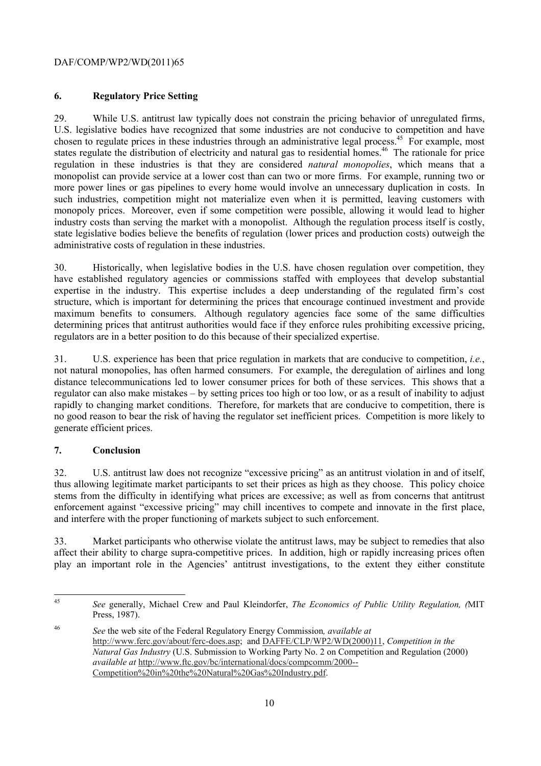## 6. Regulatory Price Setting

29. While U.S. antitrust law typically does not constrain the pricing behavior of unregulated firms, U.S. legislative bodies have recognized that some industries are not conducive to competition and have chosen to regulate prices in these industries through an administrative legal process.[45] For example, most states regulate the distribution of electricity and natural gas to residential homes.[46] The rationale for price regulation in these industries is that they are considered *natural monopolies*, which means that a monopolist can provide service at a lower cost than can two or more firms. For example, running two or more power lines or gas pipelines to every home would involve an unnecessary duplication in costs. In such industries, competition might not materialize even when it is permitted, leaving customers with monopoly prices. Moreover, even if some competition were possible, allowing it would lead to higher industry costs than serving the market with a monopolist. Although the regulation process itself is costly, state legislative bodies believe the benefits of regulation (lower prices and production costs) outweigh the administrative costs of regulation in these industries.

30. Historically, when legislative bodies in the U.S. have chosen regulation over competition, they have established regulatory agencies or commissions staffed with employees that develop substantial expertise in the industry. This expertise includes a deep understanding of the regulated firm's cost structure, which is important for determining the prices that encourage continued investment and provide maximum benefits to consumers. Although regulatory agencies face some of the same difficulties determining prices that antitrust authorities would face if they enforce rules prohibiting excessive pricing, regulators are in a better position to do this because of their specialized expertise.

31. U.S. experience has been that price regulation in markets that are conducive to competition, *i.e.*, not natural monopolies, has often harmed consumers. For example, the deregulation of airlines and long distance telecommunications led to lower consumer prices for both of these services. This shows that a regulator can also make mistakes – by setting prices too high or too low, or as a result of inability to adjust rapidly to changing market conditions. Therefore, for markets that are conducive to competition, there is no good reason to bear the risk of having the regulator set inefficient prices. Competition is more likely to generate efficient prices.

## 7. Conclusion

32. U.S. antitrust law does not recognize "excessive pricing" as an antitrust violation in and of itself, thus allowing legitimate market participants to set their prices as high as they choose. This policy choice stems from the difficulty in identifying what prices are excessive; as well as from concerns that antitrust enforcement against "excessive pricing" may chill incentives to compete and innovate in the first place, and interfere with the proper functioning of markets subject to such enforcement.

33. Market participants who otherwise violate the antitrust laws, may be subject to remedies that also affect their ability to charge supra-competitive prices. In addition, high or rapidly increasing prices often play an important role in the Agencies' antitrust investigations, to the extent they either constitute

---

[45] *See* generally, Michael Crew and Paul Kleindorfer, *The Economics of Public Utility Regulation, (*MIT Press, 1987).

[46] *See* the web site of the Federal Regulatory Energy Commission*, available at* http://www.ferc.gov/about/ferc-does.asp; and DAFFE/CLP/WP2/WD(2000)11, *Competition in the Natural Gas Industry* (U.S. Submission to Working Party No. 2 on Competition and Regulation (2000) *available at* http://www.ftc.gov/bc/international/docs/compcomm/2000--Competition%20in%20the%20Natural%20Gas%20Industry.pdf.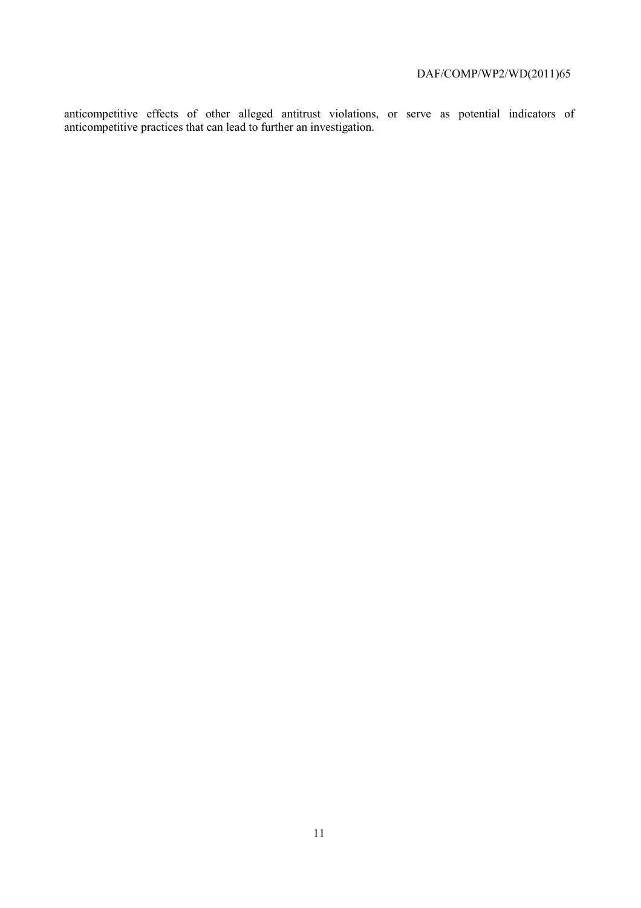anticompetitive effects of other alleged antitrust violations, or serve as potential indicators of anticompetitive practices that can lead to further an investigation.